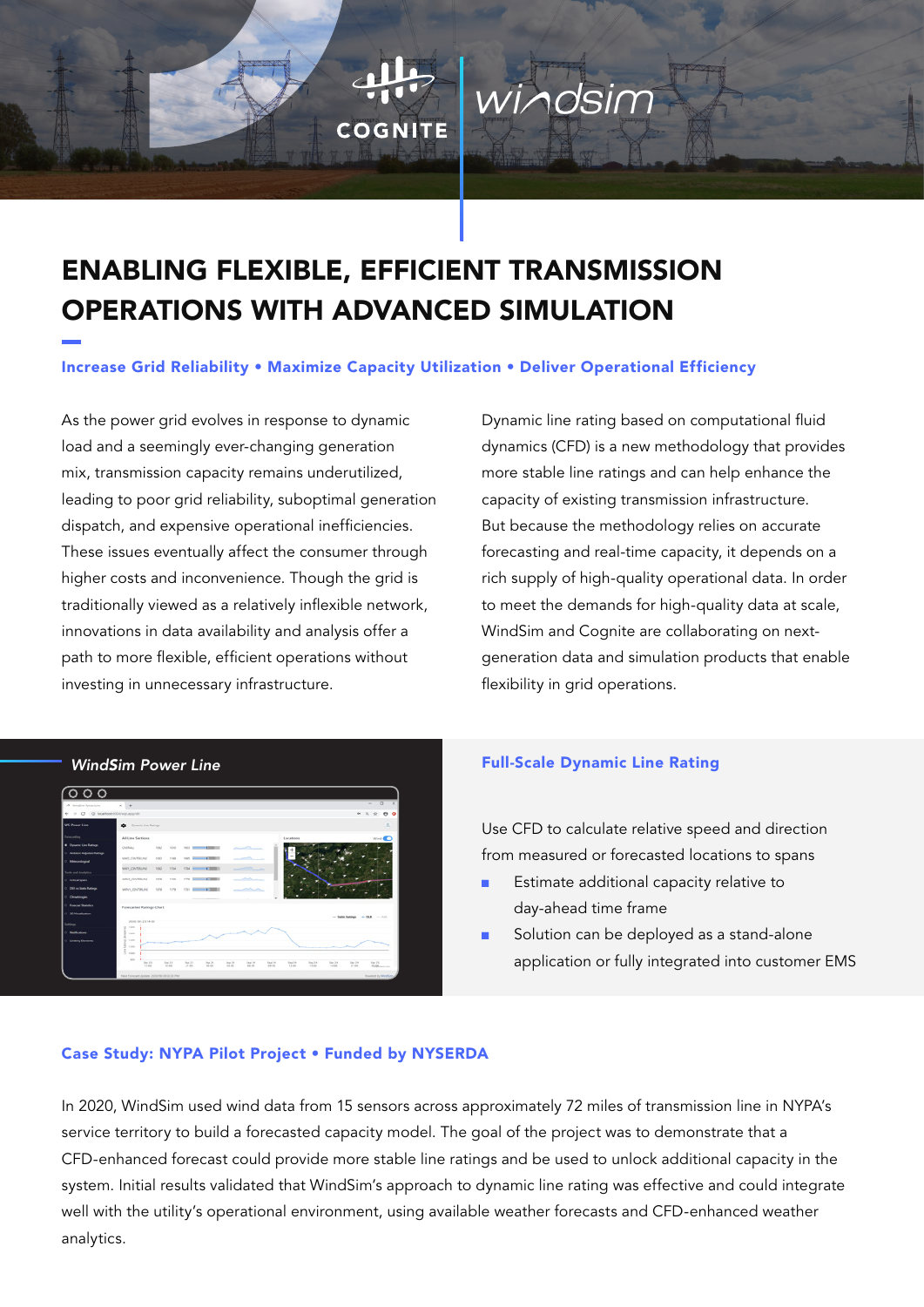# ENABLING FLEXIBLE, EFFICIENT TRANSMISSION OPERATIONS WITH ADVANCED SIMULATION

**Increase Grid Reliability • Maximize Capacity Utilization • Deliver Operational Efficiency**

As the power grid evolves in response to dynamic load and a seemingly ever-changing generation mix, transmission capacity remains underutilized, leading to poor grid reliability, suboptimal generation dispatch, and expensive operational inefficiencies. These issues eventually affect the consumer through higher costs and inconvenience. Though the grid is traditionally viewed as a relatively inflexible network, innovations in data availability and analysis offer a path to more flexible, efficient operations without investing in unnecessary infrastructure.

Dynamic line rating based on computational fluid dynamics (CFD) is a new methodology that provides more stable line ratings and can help enhance the capacity of existing transmission infrastructure. But because the methodology relies on accurate forecasting and real-time capacity, it depends on a rich supply of high-quality operational data. In order to meet the demands for high-quality data at scale, WindSim and Cognite are collaborating on next-generation data and simulation products that enable flexibility in grid operations.

*WindSim Power Line*

## Full-Scale Dynamic Line Rating

Use CFD to calculate relative speed and direction from measured or forecasted locations to spans

- Estimate additional capacity relative to day-ahead time frame
- Solution can be deployed as a stand-alone application or fully integrated into customer EMS

## Case Study: NYPA Pilot Project • Funded by NYSERDA

In 2020, WindSim used wind data from 15 sensors across approximately 72 miles of transmission line in NYPA's service territory to build a forecasted capacity model. The goal of the project was to demonstrate that a CFD-enhanced forecast could provide more stable line ratings and be used to unlock additional capacity in the system. Initial results validated that WindSim's approach to dynamic line rating was effective and could integrate well with the utility's operational environment, using available weather forecasts and CFD-enhanced weather analytics.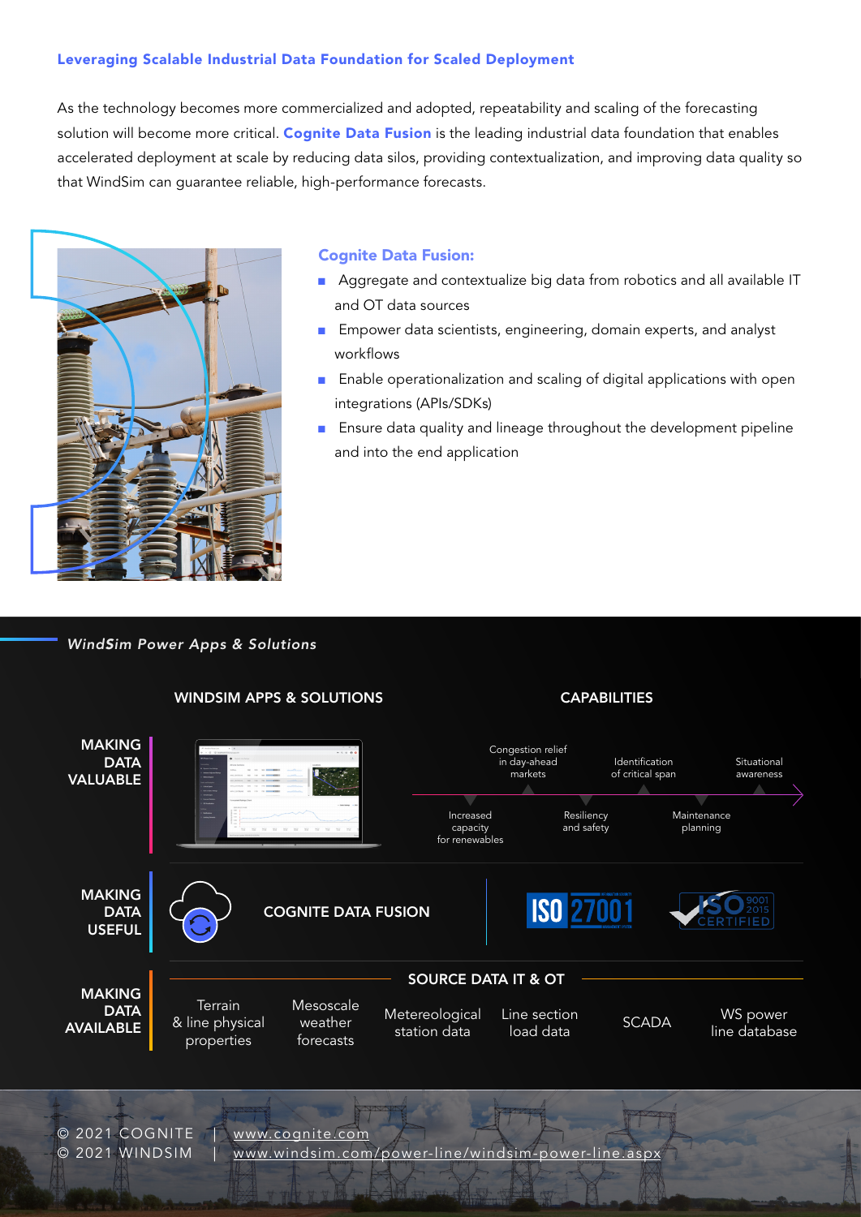### Leveraging Scalable Industrial Data Foundation for Scaled Deployment

As the technology becomes more commercialized and adopted, repeatability and scaling of the forecasting solution will become more critical. **Cognite Data Fusion** is the leading industrial data foundation that enables accelerated deployment at scale by reducing data silos, providing contextualization, and improving data quality so that WindSim can guarantee reliable, high-performance forecasts.

**Cognite Data Fusion:**

- Aggregate and contextualize big data from robotics and all available IT and OT data sources
- Empower data scientists, engineering, domain experts, and analyst workflows
- Enable operationalization and scaling of digital applications with open integrations (APIs/SDKs)
- Ensure data quality and lineage throughout the development pipeline and into the end application

*WindSim Power Apps & Solutions*

WINDSIM APPS & SOLUTIONS

CAPABILITIES

MAKING DATA VALUABLE

Congestion relief in day-ahead markets

Identification of critical span

Situational awareness

Increased capacity for renewables

Resiliency and safety

Maintenance planning

MAKING DATA USEFUL

COGNITE DATA FUSION

ISO 27001

ISO 9001 2015 CERTIFIED

MAKING DATA AVAILABLE

SOURCE DATA IT & OT

Terrain & line physical properties

Mesoscale weather forecasts

Metereological station data

Line section load data

SCADA

WS power line database

© 2021 COGNITE | www.cognite.com
© 2021 WINDSIM | www.windsim.com/power-line/windsim-power-line.aspx